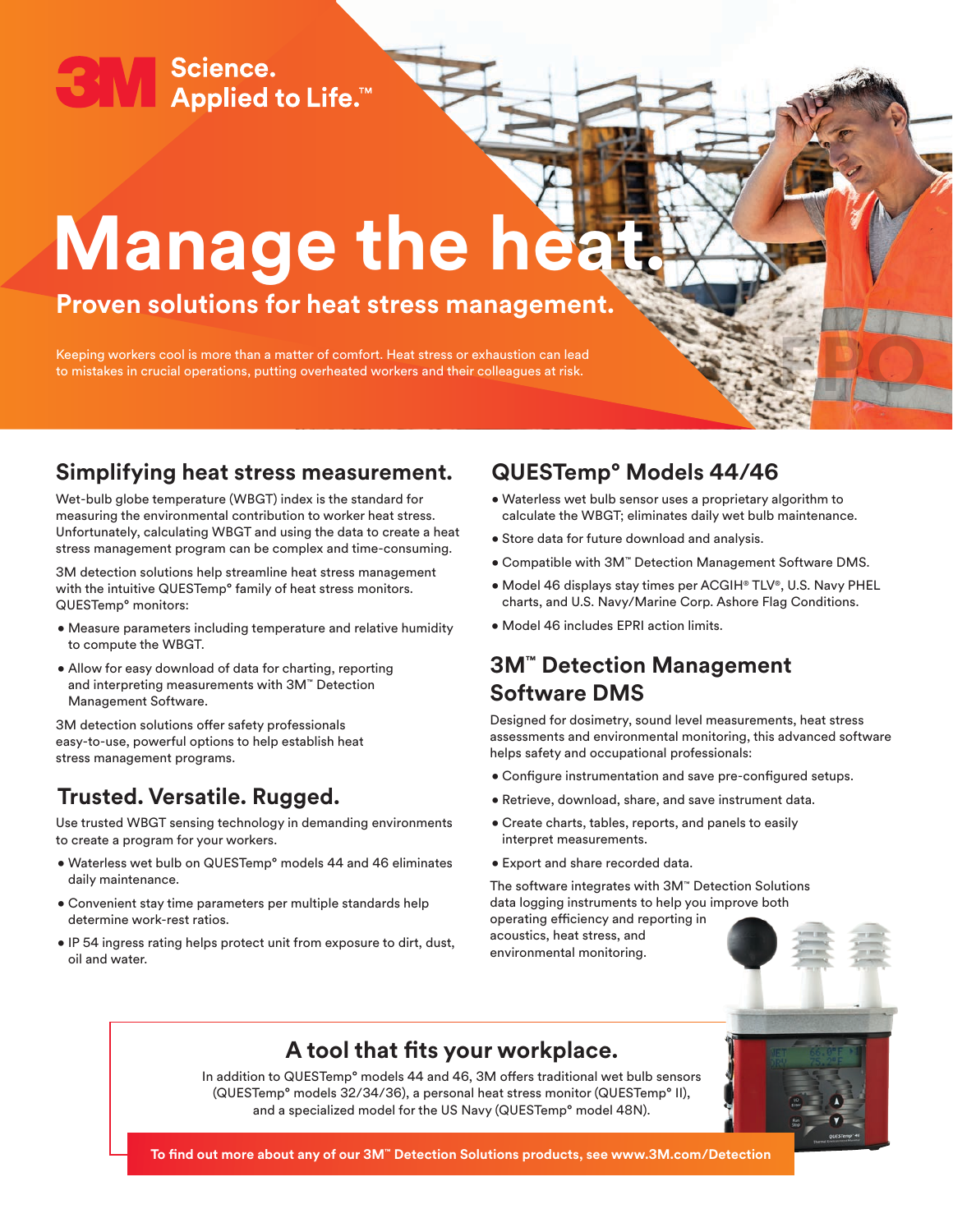3M Science. Applied to Life.™

# Manage the heat.

## Proven solutions for heat stress management.

Keeping workers cool is more than a matter of comfort. Heat stress or exhaustion can lead to mistakes in crucial operations, putting overheated workers and their colleagues at risk.

## Simplifying heat stress measurement.

Wet-bulb globe temperature (WBGT) index is the standard for measuring the environmental contribution to worker heat stress. Unfortunately, calculating WBGT and using the data to create a heat stress management program can be complex and time-consuming.

3M detection solutions help streamline heat stress management with the intuitive QUESTemp° family of heat stress monitors. QUESTemp° monitors:

- Measure parameters including temperature and relative humidity to compute the WBGT.
- Allow for easy download of data for charting, reporting and interpreting measurements with 3M™ Detection Management Software.

3M detection solutions offer safety professionals easy-to-use, powerful options to help establish heat stress management programs.

## Trusted. Versatile. Rugged.

Use trusted WBGT sensing technology in demanding environments to create a program for your workers.

- Waterless wet bulb on QUESTemp° models 44 and 46 eliminates daily maintenance.
- Convenient stay time parameters per multiple standards help determine work-rest ratios.
- IP 54 ingress rating helps protect unit from exposure to dirt, dust, oil and water.

## QUESTemp° Models 44/46

- Waterless wet bulb sensor uses a proprietary algorithm to calculate the WBGT; eliminates daily wet bulb maintenance.
- Store data for future download and analysis.
- Compatible with 3M™ Detection Management Software DMS.
- Model 46 displays stay times per ACGIH® TLV®, U.S. Navy PHEL charts, and U.S. Navy/Marine Corp. Ashore Flag Conditions.
- Model 46 includes EPRI action limits.

## 3M™ Detection Management Software DMS

Designed for dosimetry, sound level measurements, heat stress assessments and environmental monitoring, this advanced software helps safety and occupational professionals:

- Configure instrumentation and save pre-configured setups.
- Retrieve, download, share, and save instrument data.
- Create charts, tables, reports, and panels to easily interpret measurements.
- Export and share recorded data.

The software integrates with 3M™ Detection Solutions data logging instruments to help you improve both operating efficiency and reporting in acoustics, heat stress, and environmental monitoring.

## A tool that fits your workplace.

In addition to QUESTemp° models 44 and 46, 3M offers traditional wet bulb sensors (QUESTemp° models 32/34/36), a personal heat stress monitor (QUESTemp° II), and a specialized model for the US Navy (QUESTemp° model 48N).

**To find out more about any of our 3M™ Detection Solutions products, see www.3M.com/Detection**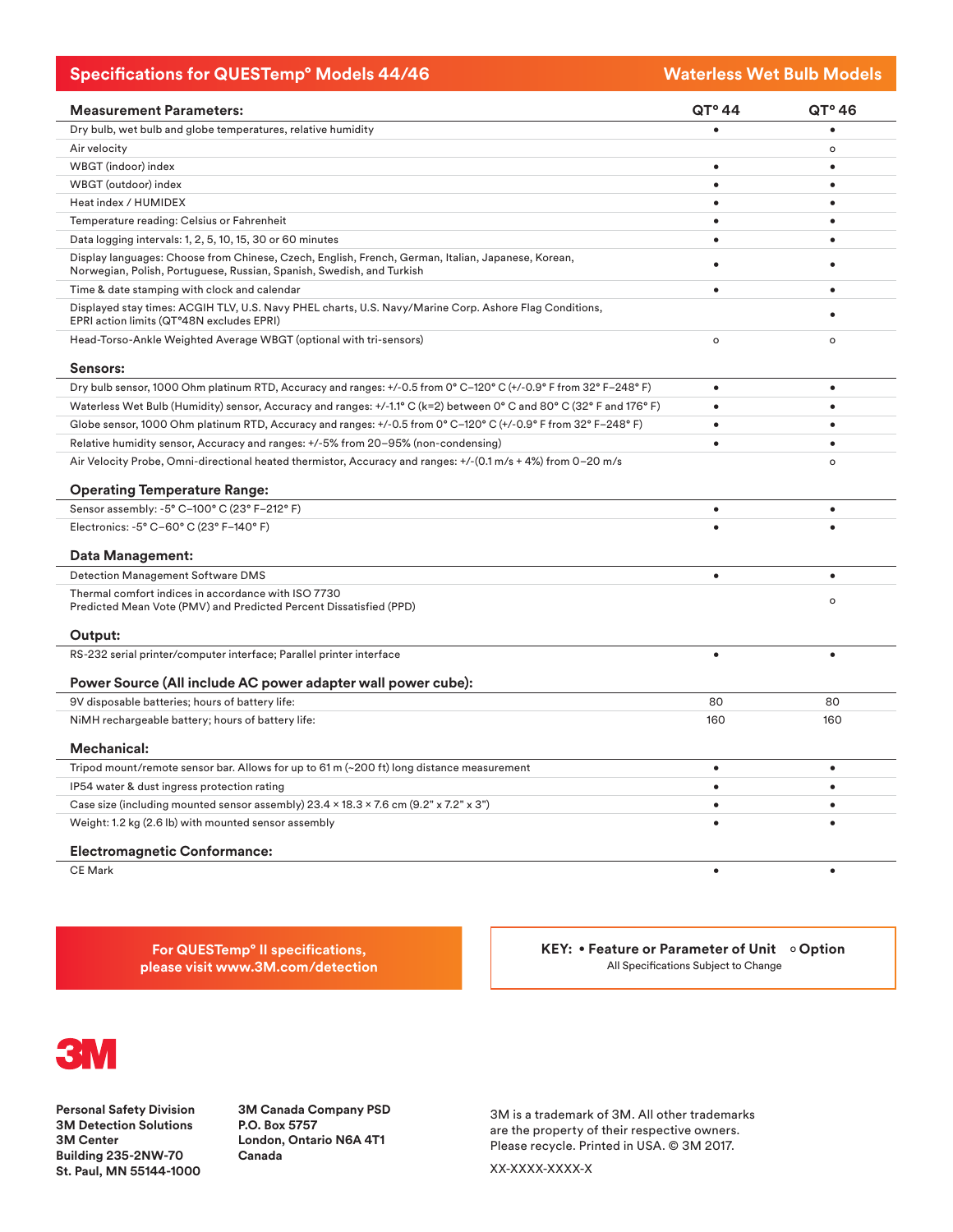## Specifications for QUESTemp° Models 44/46

**Waterless Wet Bulb Models**

| Measurement Parameters: | QT° 44 | QT° 46 |
|---|---|---|
| Dry bulb, wet bulb and globe temperatures, relative humidity | • | • |
| Air velocity | | ○ |
| WBGT (indoor) index | • | • |
| WBGT (outdoor) index | • | • |
| Heat index / HUMIDEX | • | • |
| Temperature reading: Celsius or Fahrenheit | • | • |
| Data logging intervals: 1, 2, 5, 10, 15, 30 or 60 minutes | • | • |
| Display languages: Choose from Chinese, Czech, English, French, German, Italian, Japanese, Korean, Norwegian, Polish, Portuguese, Russian, Spanish, Swedish, and Turkish | • | • |
| Time & date stamping with clock and calendar | • | • |
| Displayed stay times: ACGIH TLV, U.S. Navy PHEL charts, U.S. Navy/Marine Corp. Ashore Flag Conditions, EPRI action limits (QT°48N excludes EPRI) | | • |
| Head-Torso-Ankle Weighted Average WBGT (optional with tri-sensors) | ○ | ○ |
| **Sensors:** | | |
| Dry bulb sensor, 1000 Ohm platinum RTD, Accuracy and ranges: +/-0.5 from 0° C–120° C (+/-0.9° F from 32° F–248° F) | • | • |
| Waterless Wet Bulb (Humidity) sensor, Accuracy and ranges: +/-1.1° C (k=2) between 0° C and 80° C (32° F and 176° F) | • | • |
| Globe sensor, 1000 Ohm platinum RTD, Accuracy and ranges: +/-0.5 from 0° C–120° C (+/-0.9° F from 32° F–248° F) | • | • |
| Relative humidity sensor, Accuracy and ranges: +/-5% from 20–95% (non-condensing) | • | • |
| Air Velocity Probe, Omni-directional heated thermistor, Accuracy and ranges: +/-(0.1 m/s + 4%) from 0–20 m/s | | ○ |
| **Operating Temperature Range:** | | |
| Sensor assembly: -5° C–100° C (23° F–212° F) | • | • |
| Electronics: -5° C–60° C (23° F–140° F) | • | • |
| **Data Management:** | | |
| Detection Management Software DMS | • | • |
| Thermal comfort indices in accordance with ISO 7730 Predicted Mean Vote (PMV) and Predicted Percent Dissatisfied (PPD) | | ○ |
| **Output:** | | |
| RS-232 serial printer/computer interface; Parallel printer interface | • | • |
| **Power Source (All include AC power adapter wall power cube):** | | |
| 9V disposable batteries; hours of battery life: | 80 | 80 |
| NiMH rechargeable battery; hours of battery life: | 160 | 160 |
| **Mechanical:** | | |
| Tripod mount/remote sensor bar. Allows for up to 61 m (~200 ft) long distance measurement | • | • |
| IP54 water & dust ingress protection rating | • | • |
| Case size (including mounted sensor assembly) 23.4 × 18.3 × 7.6 cm (9.2" x 7.2" x 3") | • | • |
| Weight: 1.2 kg (2.6 lb) with mounted sensor assembly | • | • |
| **Electromagnetic Conformance:** | | |
| CE Mark | • | • |

**For QUESTemp° II specifications, please visit www.3M.com/detection**

**KEY: • Feature or Parameter of Unit ○ Option**
All Specifications Subject to Change

3M

**Personal Safety Division**
**3M Detection Solutions**
**3M Center**
**Building 235-2NW-70**
**St. Paul, MN 55144-1000**

**3M Canada Company PSD**
**P.O. Box 5757**
**London, Ontario N6A 4T1**
**Canada**

3M is a trademark of 3M. All other trademarks are the property of their respective owners. Please recycle. Printed in USA. © 3M 2017.

XX-XXXX-XXXX-X